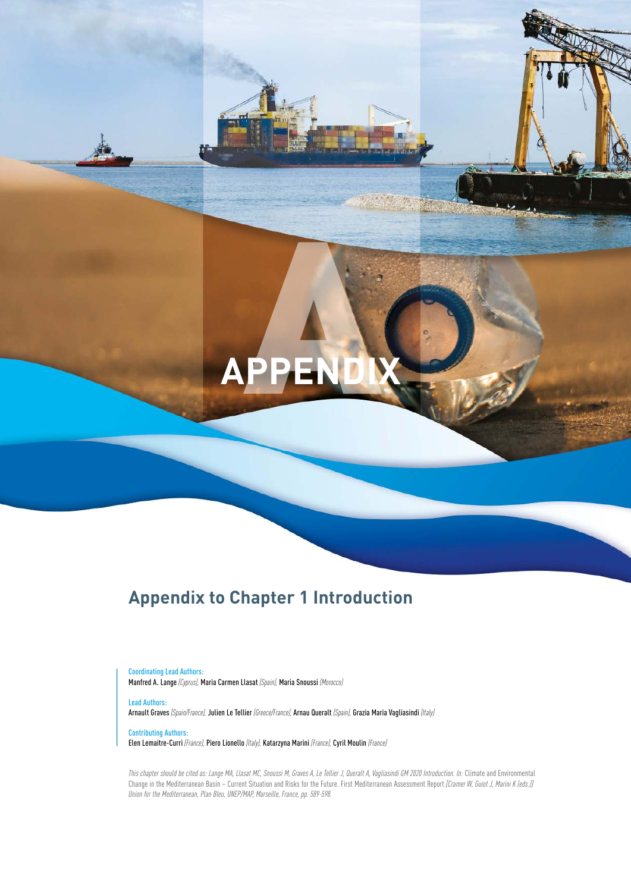# APPENDIX

## Appendix to Chapter 1 Introduction

Coordinating Lead Authors:
Manfred A. Lange *(Cyprus)*, Maria Carmen Llasat *(Spain)*, Maria Snoussi *(Morocco)*

Lead Authors:
Arnault Graves *(Spain/France)*, Julien Le Tellier *(Greece/France)*, Arnau Queralt *(Spain)*, Grazia Maria Vagliasindi *(Italy)*

Contributing Authors:
Elen Lemaitre-Curri *(France)*, Piero Lionello *(Italy)*, Katarzyna Marini *(France)*, Cyril Moulin *(France)*

*This chapter should be cited as: Lange MA, Llasat MC, Snoussi M, Graves A, Le Tellier J, Queralt A, Vagliasindi GM 2020 Introduction. In:* Climate and Environmental Change in the Mediterranean Basin – Current Situation and Risks for the Future. First Mediterranean Assessment Report *[Cramer W, Guiot J, Marini K (eds.)] Union for the Mediterranean, Plan Bleu, UNEP/MAP, Marseille, France, pp. 589-598.*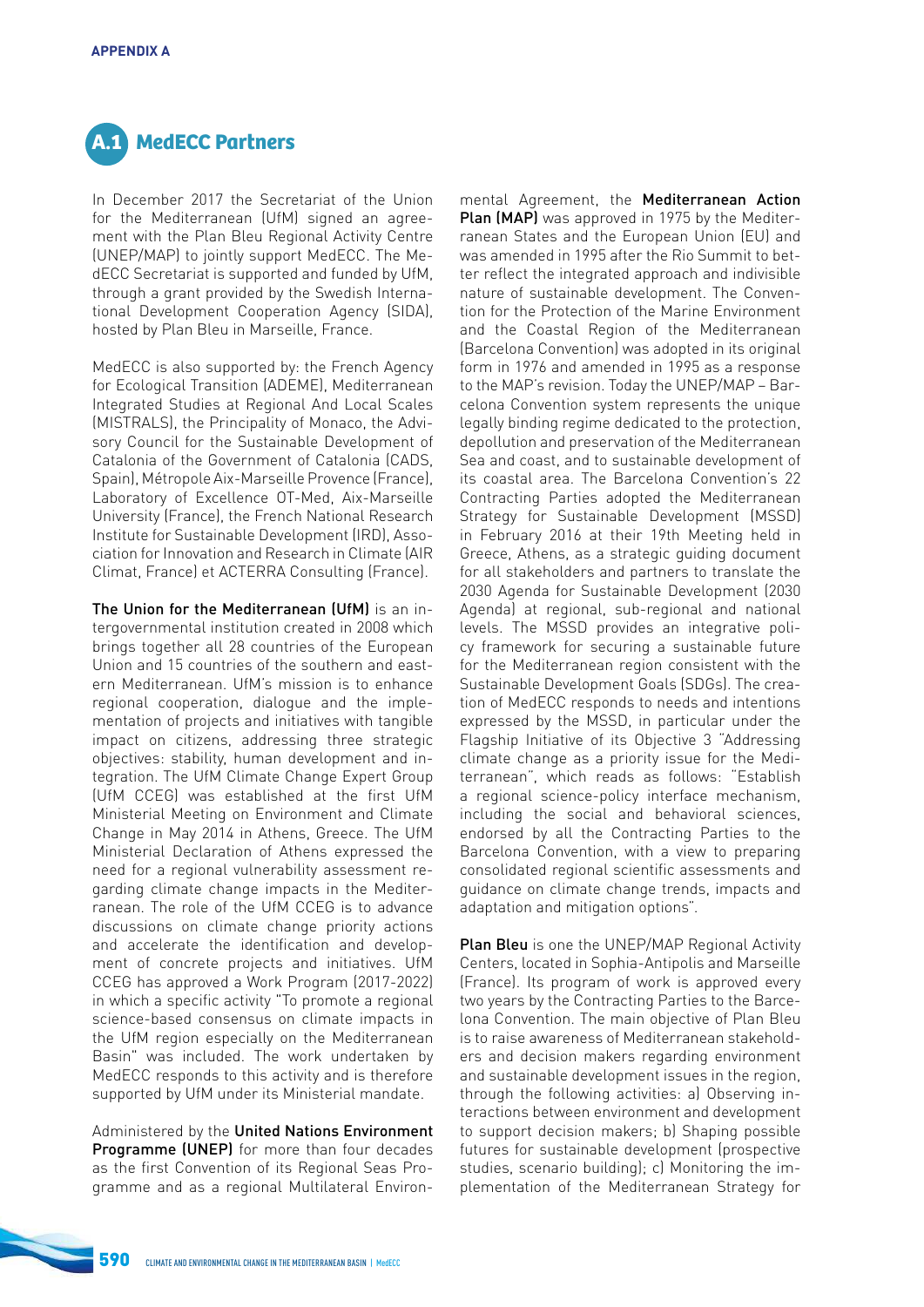**APPENDIX A**

## A.1 MedECC Partners

In December 2017 the Secretariat of the Union for the Mediterranean (UfM) signed an agreement with the Plan Bleu Regional Activity Centre (UNEP/MAP) to jointly support MedECC. The MedECC Secretariat is supported and funded by UfM, through a grant provided by the Swedish International Development Cooperation Agency (SIDA), hosted by Plan Bleu in Marseille, France.

MedECC is also supported by: the French Agency for Ecological Transition (ADEME), Mediterranean Integrated Studies at Regional And Local Scales (MISTRALS), the Principality of Monaco, the Advisory Council for the Sustainable Development of Catalonia of the Government of Catalonia (CADS, Spain), Métropole Aix-Marseille Provence (France), Laboratory of Excellence OT-Med, Aix-Marseille University (France), the French National Research Institute for Sustainable Development (IRD), Association for Innovation and Research in Climate (AIR Climat, France) et ACTERRA Consulting (France).

**The Union for the Mediterranean (UfM)** is an intergovernmental institution created in 2008 which brings together all 28 countries of the European Union and 15 countries of the southern and eastern Mediterranean. UfM's mission is to enhance regional cooperation, dialogue and the implementation of projects and initiatives with tangible impact on citizens, addressing three strategic objectives: stability, human development and integration. The UfM Climate Change Expert Group (UfM CCEG) was established at the first UfM Ministerial Meeting on Environment and Climate Change in May 2014 in Athens, Greece. The UfM Ministerial Declaration of Athens expressed the need for a regional vulnerability assessment regarding climate change impacts in the Mediterranean. The role of the UfM CCEG is to advance discussions on climate change priority actions and accelerate the identification and development of concrete projects and initiatives. UfM CCEG has approved a Work Program (2017-2022) in which a specific activity "To promote a regional science-based consensus on climate impacts in the UfM region especially on the Mediterranean Basin" was included. The work undertaken by MedECC responds to this activity and is therefore supported by UfM under its Ministerial mandate.

Administered by the **United Nations Environment Programme (UNEP)** for more than four decades as the first Convention of its Regional Seas Programme and as a regional Multilateral Environmental Agreement, the **Mediterranean Action Plan (MAP)** was approved in 1975 by the Mediterranean States and the European Union (EU) and was amended in 1995 after the Rio Summit to better reflect the integrated approach and indivisible nature of sustainable development. The Convention for the Protection of the Marine Environment and the Coastal Region of the Mediterranean (Barcelona Convention) was adopted in its original form in 1976 and amended in 1995 as a response to the MAP's revision. Today the UNEP/MAP – Barcelona Convention system represents the unique legally binding regime dedicated to the protection, depollution and preservation of the Mediterranean Sea and coast, and to sustainable development of its coastal area. The Barcelona Convention's 22 Contracting Parties adopted the Mediterranean Strategy for Sustainable Development (MSSD) in February 2016 at their 19th Meeting held in Greece, Athens, as a strategic guiding document for all stakeholders and partners to translate the 2030 Agenda for Sustainable Development (2030 Agenda) at regional, sub-regional and national levels. The MSSD provides an integrative policy framework for securing a sustainable future for the Mediterranean region consistent with the Sustainable Development Goals (SDGs). The creation of MedECC responds to needs and intentions expressed by the MSSD, in particular under the Flagship Initiative of its Objective 3 "Addressing climate change as a priority issue for the Mediterranean", which reads as follows: "Establish a regional science-policy interface mechanism, including the social and behavioral sciences, endorsed by all the Contracting Parties to the Barcelona Convention, with a view to preparing consolidated regional scientific assessments and guidance on climate change trends, impacts and adaptation and mitigation options".

**Plan Bleu** is one the UNEP/MAP Regional Activity Centers, located in Sophia-Antipolis and Marseille (France). Its program of work is approved every two years by the Contracting Parties to the Barcelona Convention. The main objective of Plan Bleu is to raise awareness of Mediterranean stakeholders and decision makers regarding environment and sustainable development issues in the region, through the following activities: a) Observing interactions between environment and development to support decision makers; b) Shaping possible futures for sustainable development (prospective studies, scenario building); c) Monitoring the implementation of the Mediterranean Strategy for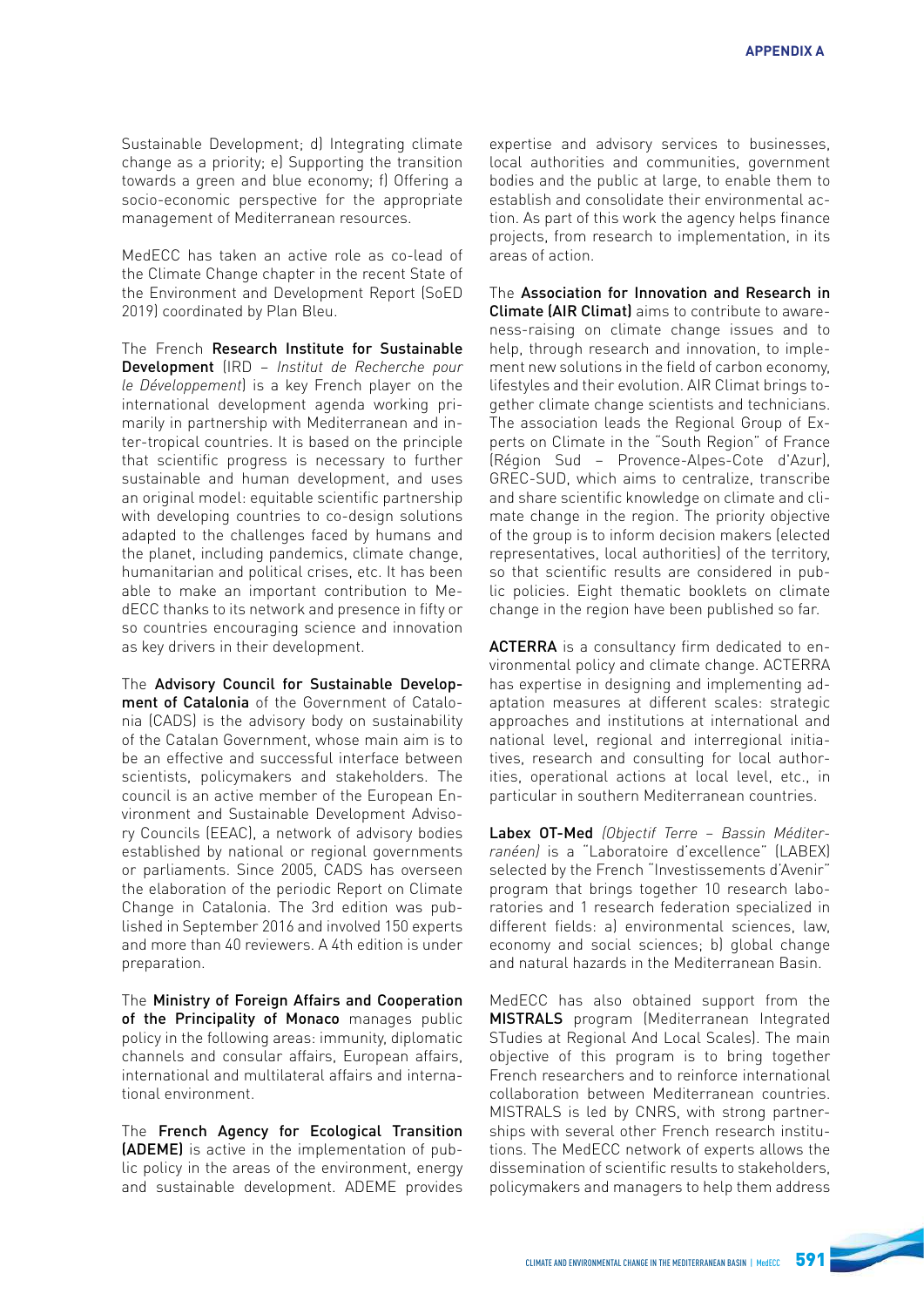Sustainable Development; d) Integrating climate change as a priority; e) Supporting the transition towards a green and blue economy; f) Offering a socio-economic perspective for the appropriate management of Mediterranean resources.

MedECC has taken an active role as co-lead of the Climate Change chapter in the recent State of the Environment and Development Report (SoED 2019) coordinated by Plan Bleu.

The French **Research Institute for Sustainable Development** (IRD – *Institut de Recherche pour le Développement*) is a key French player on the international development agenda working primarily in partnership with Mediterranean and inter-tropical countries. It is based on the principle that scientific progress is necessary to further sustainable and human development, and uses an original model: equitable scientific partnership with developing countries to co-design solutions adapted to the challenges faced by humans and the planet, including pandemics, climate change, humanitarian and political crises, etc. It has been able to make an important contribution to MedECC thanks to its network and presence in fifty or so countries encouraging science and innovation as key drivers in their development.

The **Advisory Council for Sustainable Development of Catalonia** of the Government of Catalonia (CADS) is the advisory body on sustainability of the Catalan Government, whose main aim is to be an effective and successful interface between scientists, policymakers and stakeholders. The council is an active member of the European Environment and Sustainable Development Advisory Councils (EEAC), a network of advisory bodies established by national or regional governments or parliaments. Since 2005, CADS has overseen the elaboration of the periodic Report on Climate Change in Catalonia. The 3rd edition was published in September 2016 and involved 150 experts and more than 40 reviewers. A 4th edition is under preparation.

The **Ministry of Foreign Affairs and Cooperation of the Principality of Monaco** manages public policy in the following areas: immunity, diplomatic channels and consular affairs, European affairs, international and multilateral affairs and international environment.

The **French Agency for Ecological Transition (ADEME)** is active in the implementation of public policy in the areas of the environment, energy and sustainable development. ADEME provides expertise and advisory services to businesses, local authorities and communities, government bodies and the public at large, to enable them to establish and consolidate their environmental action. As part of this work the agency helps finance projects, from research to implementation, in its areas of action.

The **Association for Innovation and Research in Climate (AIR Climat)** aims to contribute to awareness-raising on climate change issues and to help, through research and innovation, to implement new solutions in the field of carbon economy, lifestyles and their evolution. AIR Climat brings together climate change scientists and technicians. The association leads the Regional Group of Experts on Climate in the "South Region" of France (Région Sud – Provence-Alpes-Cote d'Azur), GREC-SUD, which aims to centralize, transcribe and share scientific knowledge on climate and climate change in the region. The priority objective of the group is to inform decision makers (elected representatives, local authorities) of the territory, so that scientific results are considered in public policies. Eight thematic booklets on climate change in the region have been published so far.

**ACTERRA** is a consultancy firm dedicated to environmental policy and climate change. ACTERRA has expertise in designing and implementing adaptation measures at different scales: strategic approaches and institutions at international and national level, regional and interregional initiatives, research and consulting for local authorities, operational actions at local level, etc., in particular in southern Mediterranean countries.

**Labex OT-Med** *(Objectif Terre – Bassin Méditerranéen)* is a "Laboratoire d'excellence" (LABEX) selected by the French "Investissements d'Avenir" program that brings together 10 research laboratories and 1 research federation specialized in different fields: a) environmental sciences, law, economy and social sciences; b) global change and natural hazards in the Mediterranean Basin.

MedECC has also obtained support from the **MISTRALS** program (Mediterranean Integrated STudies at Regional And Local Scales). The main objective of this program is to bring together French researchers and to reinforce international collaboration between Mediterranean countries. MISTRALS is led by CNRS, with strong partnerships with several other French research institutions. The MedECC network of experts allows the dissemination of scientific results to stakeholders, policymakers and managers to help them address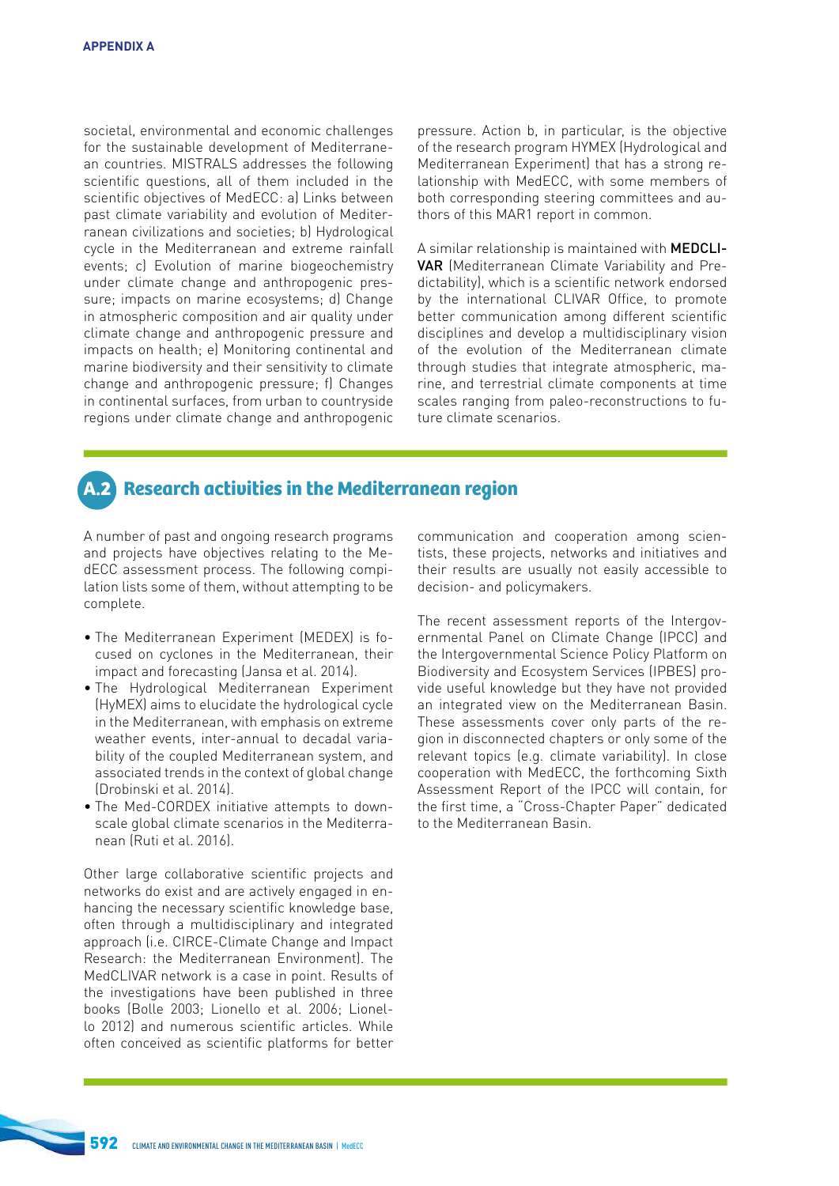societal, environmental and economic challenges for the sustainable development of Mediterranean countries. MISTRALS addresses the following scientific questions, all of them included in the scientific objectives of MedECC: a) Links between past climate variability and evolution of Mediterranean civilizations and societies; b) Hydrological cycle in the Mediterranean and extreme rainfall events; c) Evolution of marine biogeochemistry under climate change and anthropogenic pressure; impacts on marine ecosystems; d) Change in atmospheric composition and air quality under climate change and anthropogenic pressure and impacts on health; e) Monitoring continental and marine biodiversity and their sensitivity to climate change and anthropogenic pressure; f) Changes in continental surfaces, from urban to countryside regions under climate change and anthropogenic pressure. Action b, in particular, is the objective of the research program HYMEX (Hydrological and Mediterranean Experiment) that has a strong relationship with MedECC, with some members of both corresponding steering committees and authors of this MAR1 report in common.

A similar relationship is maintained with **MEDCLIVAR** (Mediterranean Climate Variability and Predictability), which is a scientific network endorsed by the international CLIVAR Office, to promote better communication among different scientific disciplines and develop a multidisciplinary vision of the evolution of the Mediterranean climate through studies that integrate atmospheric, marine, and terrestrial climate components at time scales ranging from paleo-reconstructions to future climate scenarios.

## A.2 Research activities in the Mediterranean region

A number of past and ongoing research programs and projects have objectives relating to the MedECC assessment process. The following compilation lists some of them, without attempting to be complete.

- The Mediterranean Experiment (MEDEX) is focused on cyclones in the Mediterranean, their impact and forecasting (Jansa et al. 2014).
- The Hydrological Mediterranean Experiment (HyMEX) aims to elucidate the hydrological cycle in the Mediterranean, with emphasis on extreme weather events, inter-annual to decadal variability of the coupled Mediterranean system, and associated trends in the context of global change (Drobinski et al. 2014).
- The Med-CORDEX initiative attempts to downscale global climate scenarios in the Mediterranean (Ruti et al. 2016).

Other large collaborative scientific projects and networks do exist and are actively engaged in enhancing the necessary scientific knowledge base, often through a multidisciplinary and integrated approach (i.e. CIRCE-Climate Change and Impact Research: the Mediterranean Environment). The MedCLIVAR network is a case in point. Results of the investigations have been published in three books (Bolle 2003; Lionello et al. 2006; Lionello 2012) and numerous scientific articles. While often conceived as scientific platforms for better communication and cooperation among scientists, these projects, networks and initiatives and their results are usually not easily accessible to decision- and policymakers.

The recent assessment reports of the Intergovernmental Panel on Climate Change (IPCC) and the Intergovernmental Science Policy Platform on Biodiversity and Ecosystem Services (IPBES) provide useful knowledge but they have not provided an integrated view on the Mediterranean Basin. These assessments cover only parts of the region in disconnected chapters or only some of the relevant topics (e.g. climate variability). In close cooperation with MedECC, the forthcoming Sixth Assessment Report of the IPCC will contain, for the first time, a "Cross-Chapter Paper" dedicated to the Mediterranean Basin.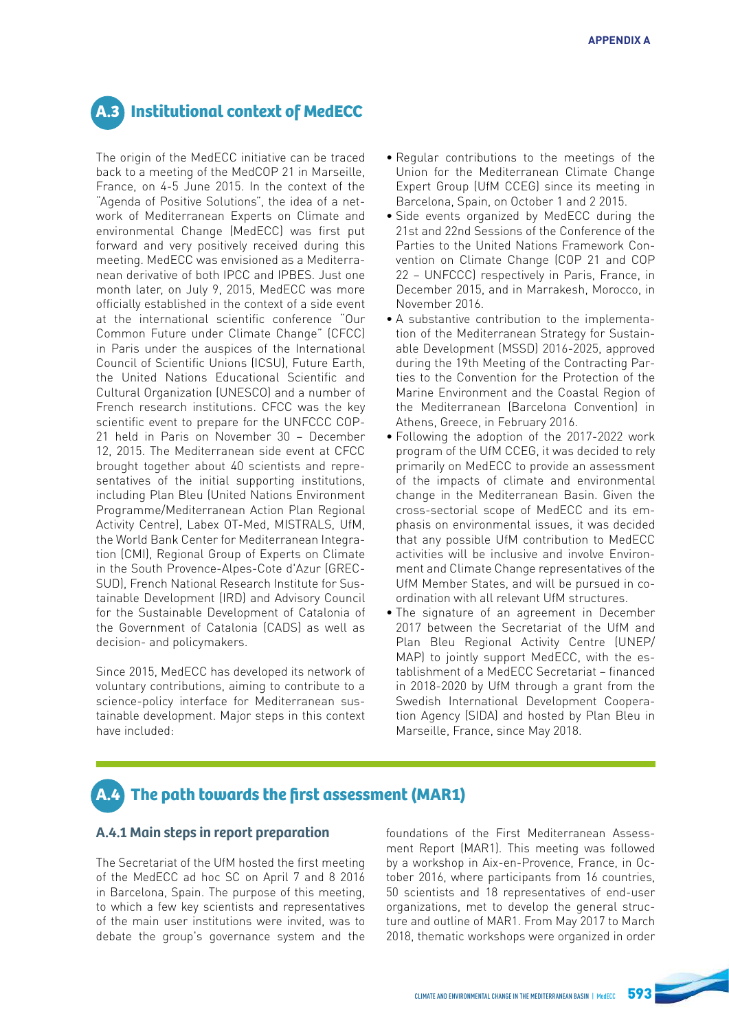## A.3 Institutional context of MedECC

The origin of the MedECC initiative can be traced back to a meeting of the MedCOP 21 in Marseille, France, on 4-5 June 2015. In the context of the "Agenda of Positive Solutions", the idea of a network of Mediterranean Experts on Climate and environmental Change (MedECC) was first put forward and very positively received during this meeting. MedECC was envisioned as a Mediterranean derivative of both IPCC and IPBES. Just one month later, on July 9, 2015, MedECC was more officially established in the context of a side event at the international scientific conference "Our Common Future under Climate Change" (CFCC) in Paris under the auspices of the International Council of Scientific Unions (ICSU), Future Earth, the United Nations Educational Scientific and Cultural Organization (UNESCO) and a number of French research institutions. CFCC was the key scientific event to prepare for the UNFCCC COP-21 held in Paris on November 30 – December 12, 2015. The Mediterranean side event at CFCC brought together about 40 scientists and representatives of the initial supporting institutions, including Plan Bleu (United Nations Environment Programme/Mediterranean Action Plan Regional Activity Centre), Labex OT-Med, MISTRALS, UfM, the World Bank Center for Mediterranean Integration (CMI), Regional Group of Experts on Climate in the South Provence-Alpes-Cote d'Azur (GREC-SUD), French National Research Institute for Sustainable Development (IRD) and Advisory Council for the Sustainable Development of Catalonia of the Government of Catalonia (CADS) as well as decision- and policymakers.

Since 2015, MedECC has developed its network of voluntary contributions, aiming to contribute to a science-policy interface for Mediterranean sustainable development. Major steps in this context have included:

- Regular contributions to the meetings of the Union for the Mediterranean Climate Change Expert Group (UfM CCEG) since its meeting in Barcelona, Spain, on October 1 and 2 2015.
- Side events organized by MedECC during the 21st and 22nd Sessions of the Conference of the Parties to the United Nations Framework Convention on Climate Change (COP 21 and COP 22 – UNFCCC) respectively in Paris, France, in December 2015, and in Marrakesh, Morocco, in November 2016.
- A substantive contribution to the implementation of the Mediterranean Strategy for Sustainable Development (MSSD) 2016-2025, approved during the 19th Meeting of the Contracting Parties to the Convention for the Protection of the Marine Environment and the Coastal Region of the Mediterranean (Barcelona Convention) in Athens, Greece, in February 2016.
- Following the adoption of the 2017-2022 work program of the UfM CCEG, it was decided to rely primarily on MedECC to provide an assessment of the impacts of climate and environmental change in the Mediterranean Basin. Given the cross-sectorial scope of MedECC and its emphasis on environmental issues, it was decided that any possible UfM contribution to MedECC activities will be inclusive and involve Environment and Climate Change representatives of the UfM Member States, and will be pursued in coordination with all relevant UfM structures.
- The signature of an agreement in December 2017 between the Secretariat of the UfM and Plan Bleu Regional Activity Centre (UNEP/MAP) to jointly support MedECC, with the establishment of a MedECC Secretariat – financed in 2018-2020 by UfM through a grant from the Swedish International Development Cooperation Agency (SIDA) and hosted by Plan Bleu in Marseille, France, since May 2018.

## A.4 The path towards the first assessment (MAR1)

### A.4.1 Main steps in report preparation

The Secretariat of the UfM hosted the first meeting of the MedECC ad hoc SC on April 7 and 8 2016 in Barcelona, Spain. The purpose of this meeting, to which a few key scientists and representatives of the main user institutions were invited, was to debate the group's governance system and the foundations of the First Mediterranean Assessment Report (MAR1). This meeting was followed by a workshop in Aix-en-Provence, France, in October 2016, where participants from 16 countries, 50 scientists and 18 representatives of end-user organizations, met to develop the general structure and outline of MAR1. From May 2017 to March 2018, thematic workshops were organized in order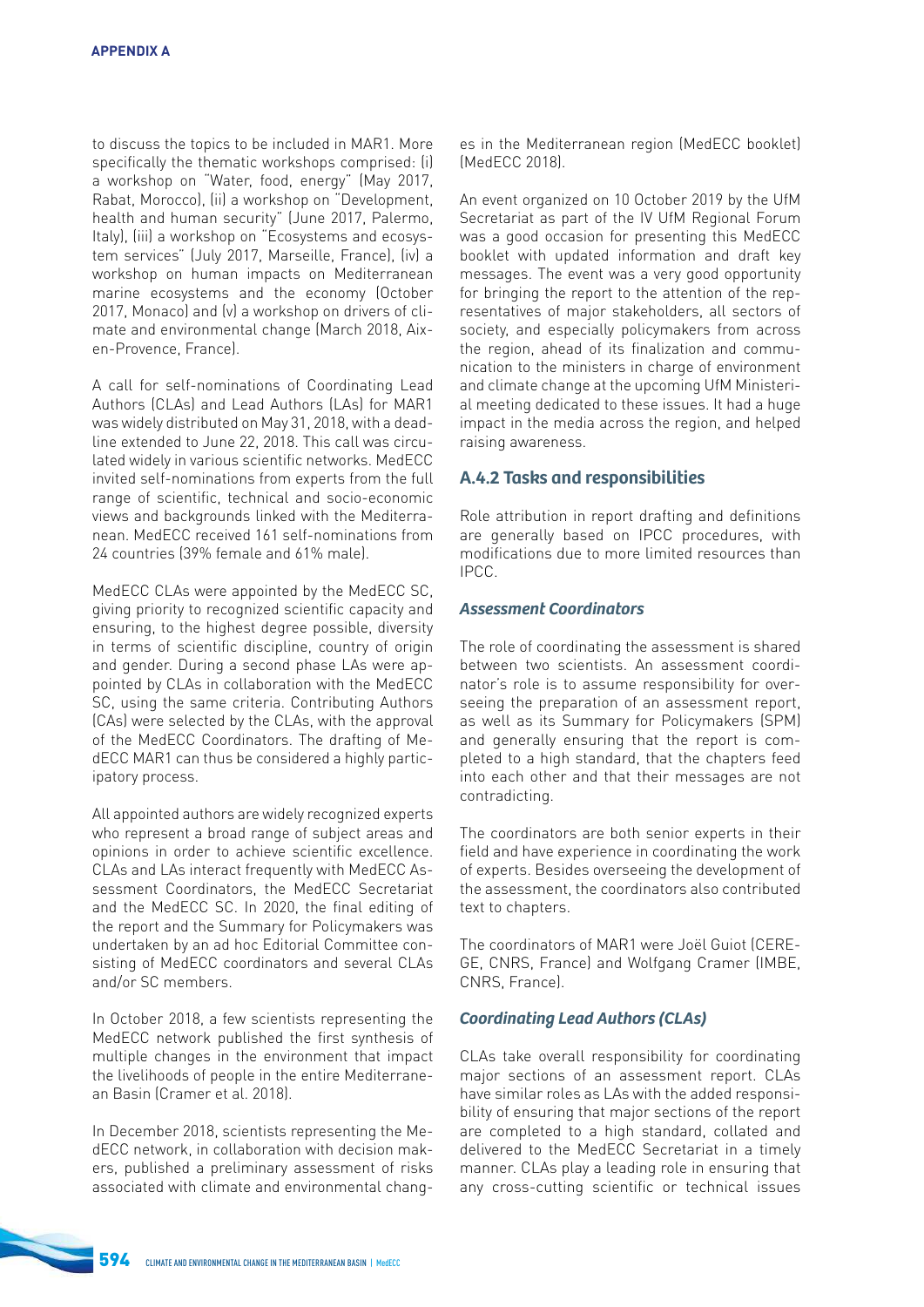to discuss the topics to be included in MAR1. More specifically the thematic workshops comprised: (i) a workshop on "Water, food, energy" (May 2017, Rabat, Morocco), (ii) a workshop on "Development, health and human security" (June 2017, Palermo, Italy), (iii) a workshop on "Ecosystems and ecosystem services" (July 2017, Marseille, France), (iv) a workshop on human impacts on Mediterranean marine ecosystems and the economy (October 2017, Monaco) and (v) a workshop on drivers of climate and environmental change (March 2018, Aix-en-Provence, France).

A call for self-nominations of Coordinating Lead Authors (CLAs) and Lead Authors (LAs) for MAR1 was widely distributed on May 31, 2018, with a deadline extended to June 22, 2018. This call was circulated widely in various scientific networks. MedECC invited self-nominations from experts from the full range of scientific, technical and socio-economic views and backgrounds linked with the Mediterranean. MedECC received 161 self-nominations from 24 countries (39% female and 61% male).

MedECC CLAs were appointed by the MedECC SC, giving priority to recognized scientific capacity and ensuring, to the highest degree possible, diversity in terms of scientific discipline, country of origin and gender. During a second phase LAs were appointed by CLAs in collaboration with the MedECC SC, using the same criteria. Contributing Authors (CAs) were selected by the CLAs, with the approval of the MedECC Coordinators. The drafting of MedECC MAR1 can thus be considered a highly participatory process.

All appointed authors are widely recognized experts who represent a broad range of subject areas and opinions in order to achieve scientific excellence. CLAs and LAs interact frequently with MedECC Assessment Coordinators, the MedECC Secretariat and the MedECC SC. In 2020, the final editing of the report and the Summary for Policymakers was undertaken by an ad hoc Editorial Committee consisting of MedECC coordinators and several CLAs and/or SC members.

In October 2018, a few scientists representing the MedECC network published the first synthesis of multiple changes in the environment that impact the livelihoods of people in the entire Mediterranean Basin (Cramer et al. 2018).

In December 2018, scientists representing the MedECC network, in collaboration with decision makers, published a preliminary assessment of risks associated with climate and environmental changes in the Mediterranean region (MedECC booklet) (MedECC 2018).

An event organized on 10 October 2019 by the UfM Secretariat as part of the IV UfM Regional Forum was a good occasion for presenting this MedECC booklet with updated information and draft key messages. The event was a very good opportunity for bringing the report to the attention of the representatives of major stakeholders, all sectors of society, and especially policymakers from across the region, ahead of its finalization and communication to the ministers in charge of environment and climate change at the upcoming UfM Ministerial meeting dedicated to these issues. It had a huge impact in the media across the region, and helped raising awareness.

### A.4.2 Tasks and responsibilities

Role attribution in report drafting and definitions are generally based on IPCC procedures, with modifications due to more limited resources than IPCC.

#### *Assessment Coordinators*

The role of coordinating the assessment is shared between two scientists. An assessment coordinator's role is to assume responsibility for overseeing the preparation of an assessment report, as well as its Summary for Policymakers (SPM) and generally ensuring that the report is completed to a high standard, that the chapters feed into each other and that their messages are not contradicting.

The coordinators are both senior experts in their field and have experience in coordinating the work of experts. Besides overseeing the development of the assessment, the coordinators also contributed text to chapters.

The coordinators of MAR1 were Joël Guiot (CEREGE, CNRS, France) and Wolfgang Cramer (IMBE, CNRS, France).

#### *Coordinating Lead Authors (CLAs)*

CLAs take overall responsibility for coordinating major sections of an assessment report. CLAs have similar roles as LAs with the added responsibility of ensuring that major sections of the report are completed to a high standard, collated and delivered to the MedECC Secretariat in a timely manner. CLAs play a leading role in ensuring that any cross-cutting scientific or technical issues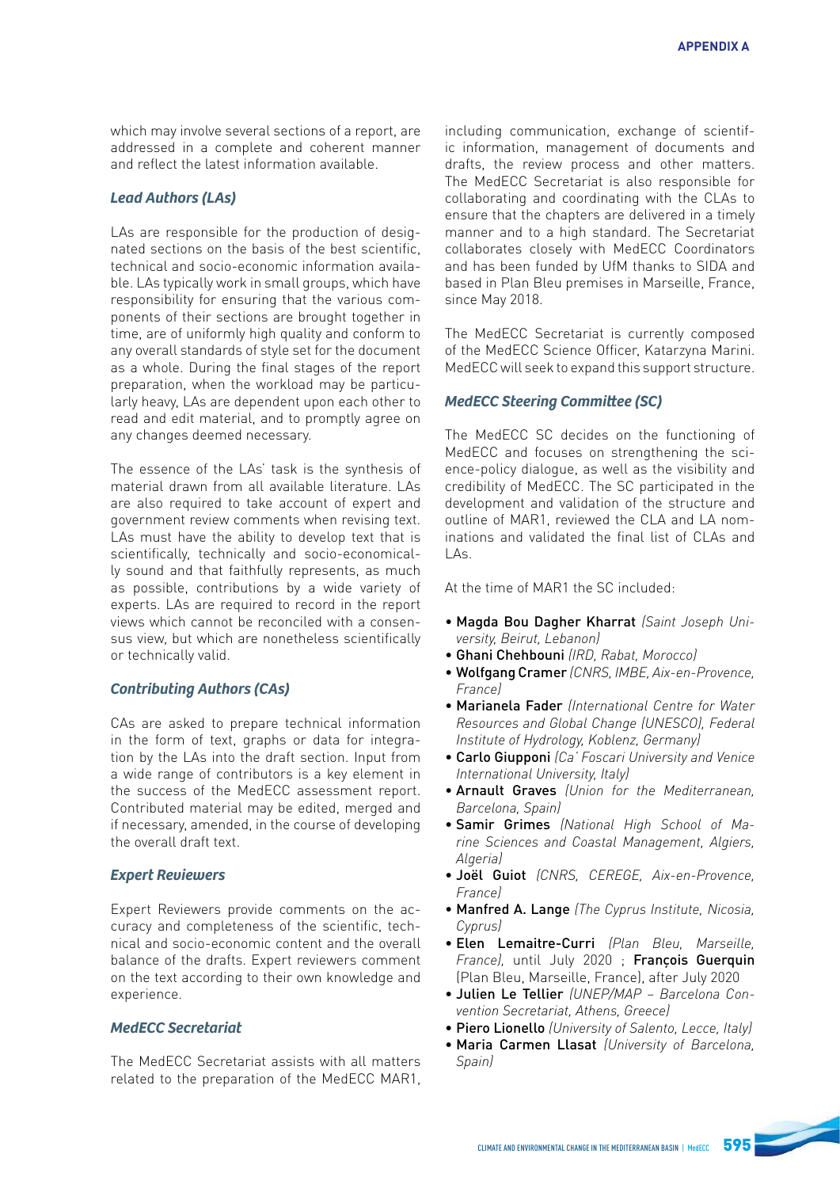which may involve several sections of a report, are addressed in a complete and coherent manner and reflect the latest information available.

### *Lead Authors (LAs)*

LAs are responsible for the production of designated sections on the basis of the best scientific, technical and socio-economic information available. LAs typically work in small groups, which have responsibility for ensuring that the various components of their sections are brought together in time, are of uniformly high quality and conform to any overall standards of style set for the document as a whole. During the final stages of the report preparation, when the workload may be particularly heavy, LAs are dependent upon each other to read and edit material, and to promptly agree on any changes deemed necessary.

The essence of the LAs' task is the synthesis of material drawn from all available literature. LAs are also required to take account of expert and government review comments when revising text. LAs must have the ability to develop text that is scientifically, technically and socio-economically sound and that faithfully represents, as much as possible, contributions by a wide variety of experts. LAs are required to record in the report views which cannot be reconciled with a consensus view, but which are nonetheless scientifically or technically valid.

### *Contributing Authors (CAs)*

CAs are asked to prepare technical information in the form of text, graphs or data for integration by the LAs into the draft section. Input from a wide range of contributors is a key element in the success of the MedECC assessment report. Contributed material may be edited, merged and if necessary, amended, in the course of developing the overall draft text.

### *Expert Reviewers*

Expert Reviewers provide comments on the accuracy and completeness of the scientific, technical and socio-economic content and the overall balance of the drafts. Expert reviewers comment on the text according to their own knowledge and experience.

### *MedECC Secretariat*

The MedECC Secretariat assists with all matters related to the preparation of the MedECC MAR1, including communication, exchange of scientific information, management of documents and drafts, the review process and other matters. The MedECC Secretariat is also responsible for collaborating and coordinating with the CLAs to ensure that the chapters are delivered in a timely manner and to a high standard. The Secretariat collaborates closely with MedECC Coordinators and has been funded by UfM thanks to SIDA and based in Plan Bleu premises in Marseille, France, since May 2018.

The MedECC Secretariat is currently composed of the MedECC Science Officer, Katarzyna Marini. MedECC will seek to expand this support structure.

### *MedECC Steering Committee (SC)*

The MedECC SC decides on the functioning of MedECC and focuses on strengthening the science-policy dialogue, as well as the visibility and credibility of MedECC. The SC participated in the development and validation of the structure and outline of MAR1, reviewed the CLA and LA nominations and validated the final list of CLAs and LAs.

At the time of MAR1 the SC included:

- Magda Bou Dagher Kharrat *(Saint Joseph University, Beirut, Lebanon)*
- Ghani Chehbouni *(IRD, Rabat, Morocco)*
- Wolfgang Cramer *(CNRS, IMBE, Aix-en-Provence, France)*
- Marianela Fader *(International Centre for Water Resources and Global Change (UNESCO), Federal Institute of Hydrology, Koblenz, Germany)*
- Carlo Giupponi *(Ca' Foscari University and Venice International University, Italy)*
- Arnault Graves *(Union for the Mediterranean, Barcelona, Spain)*
- Samir Grimes *(National High School of Marine Sciences and Coastal Management, Algiers, Algeria)*
- Joël Guiot *(CNRS, CEREGE, Aix-en-Provence, France)*
- Manfred A. Lange *(The Cyprus Institute, Nicosia, Cyprus)*
- Elen Lemaitre-Curri *(Plan Bleu, Marseille, France)*, until July 2020 ; François Guerquin (Plan Bleu, Marseille, France), after July 2020
- Julien Le Tellier *(UNEP/MAP – Barcelona Convention Secretariat, Athens, Greece)*
- Piero Lionello *(University of Salento, Lecce, Italy)*
- Maria Carmen Llasat *(University of Barcelona, Spain)*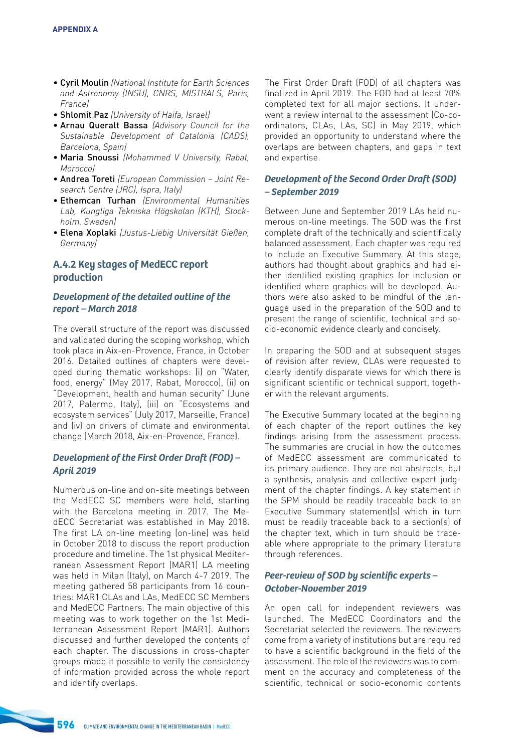- **Cyril Moulin** *(National Institute for Earth Sciences and Astronomy (INSU), CNRS, MISTRALS, Paris, France)*
- **Shlomit Paz** *(University of Haifa, Israel)*
- **Arnau Queralt Bassa** *(Advisory Council for the Sustainable Development of Catalonia (CADS), Barcelona, Spain)*
- **Maria Snoussi** *(Mohammed V University, Rabat, Morocco)*
- **Andrea Toreti** *(European Commission – Joint Research Centre (JRC), Ispra, Italy)*
- **Ethemcan Turhan** *(Environmental Humanities Lab, Kungliga Tekniska Högskolan (KTH), Stockholm, Sweden)*
- **Elena Xoplaki** *(Justus-Liebig Universität Gießen, Germany)*

### A.4.2 Key stages of MedECC report production

#### *Development of the detailed outline of the report – March 2018*

The overall structure of the report was discussed and validated during the scoping workshop, which took place in Aix-en-Provence, France, in October 2016. Detailed outlines of chapters were developed during thematic workshops: (i) on "Water, food, energy" (May 2017, Rabat, Morocco), (ii) on "Development, health and human security" (June 2017, Palermo, Italy), (iii) on "Ecosystems and ecosystem services" (July 2017, Marseille, France) and (iv) on drivers of climate and environmental change (March 2018, Aix-en-Provence, France).

#### *Development of the First Order Draft (FOD) – April 2019*

Numerous on-line and on-site meetings between the MedECC SC members were held, starting with the Barcelona meeting in 2017. The MedECC Secretariat was established in May 2018. The first LA on-line meeting (on-line) was held in October 2018 to discuss the report production procedure and timeline. The 1st physical Mediterranean Assessment Report (MAR1) LA meeting was held in Milan (Italy), on March 4-7 2019. The meeting gathered 58 participants from 16 countries: MAR1 CLAs and LAs, MedECC SC Members and MedECC Partners. The main objective of this meeting was to work together on the 1st Mediterranean Assessment Report (MAR1). Authors discussed and further developed the contents of each chapter. The discussions in cross-chapter groups made it possible to verify the consistency of information provided across the whole report and identify overlaps.

The First Order Draft (FOD) of all chapters was finalized in April 2019. The FOD had at least 70% completed text for all major sections. It underwent a review internal to the assessment (Co-coordinators, CLAs, LAs, SC) in May 2019, which provided an opportunity to understand where the overlaps are between chapters, and gaps in text and expertise.

#### *Development of the Second Order Draft (SOD) – September 2019*

Between June and September 2019 LAs held numerous on-line meetings. The SOD was the first complete draft of the technically and scientifically balanced assessment. Each chapter was required to include an Executive Summary. At this stage, authors had thought about graphics and had either identified existing graphics for inclusion or identified where graphics will be developed. Authors were also asked to be mindful of the language used in the preparation of the SOD and to present the range of scientific, technical and socio-economic evidence clearly and concisely.

In preparing the SOD and at subsequent stages of revision after review, CLAs were requested to clearly identify disparate views for which there is significant scientific or technical support, together with the relevant arguments.

The Executive Summary located at the beginning of each chapter of the report outlines the key findings arising from the assessment process. The summaries are crucial in how the outcomes of MedECC assessment are communicated to its primary audience. They are not abstracts, but a synthesis, analysis and collective expert judgment of the chapter findings. A key statement in the SPM should be readily traceable back to an Executive Summary statement(s) which in turn must be readily traceable back to a section(s) of the chapter text, which in turn should be traceable where appropriate to the primary literature through references.

#### *Peer-review of SOD by scientific experts – October-November 2019*

An open call for independent reviewers was launched. The MedECC Coordinators and the Secretariat selected the reviewers. The reviewers come from a variety of institutions but are required to have a scientific background in the field of the assessment. The role of the reviewers was to comment on the accuracy and completeness of the scientific, technical or socio-economic contents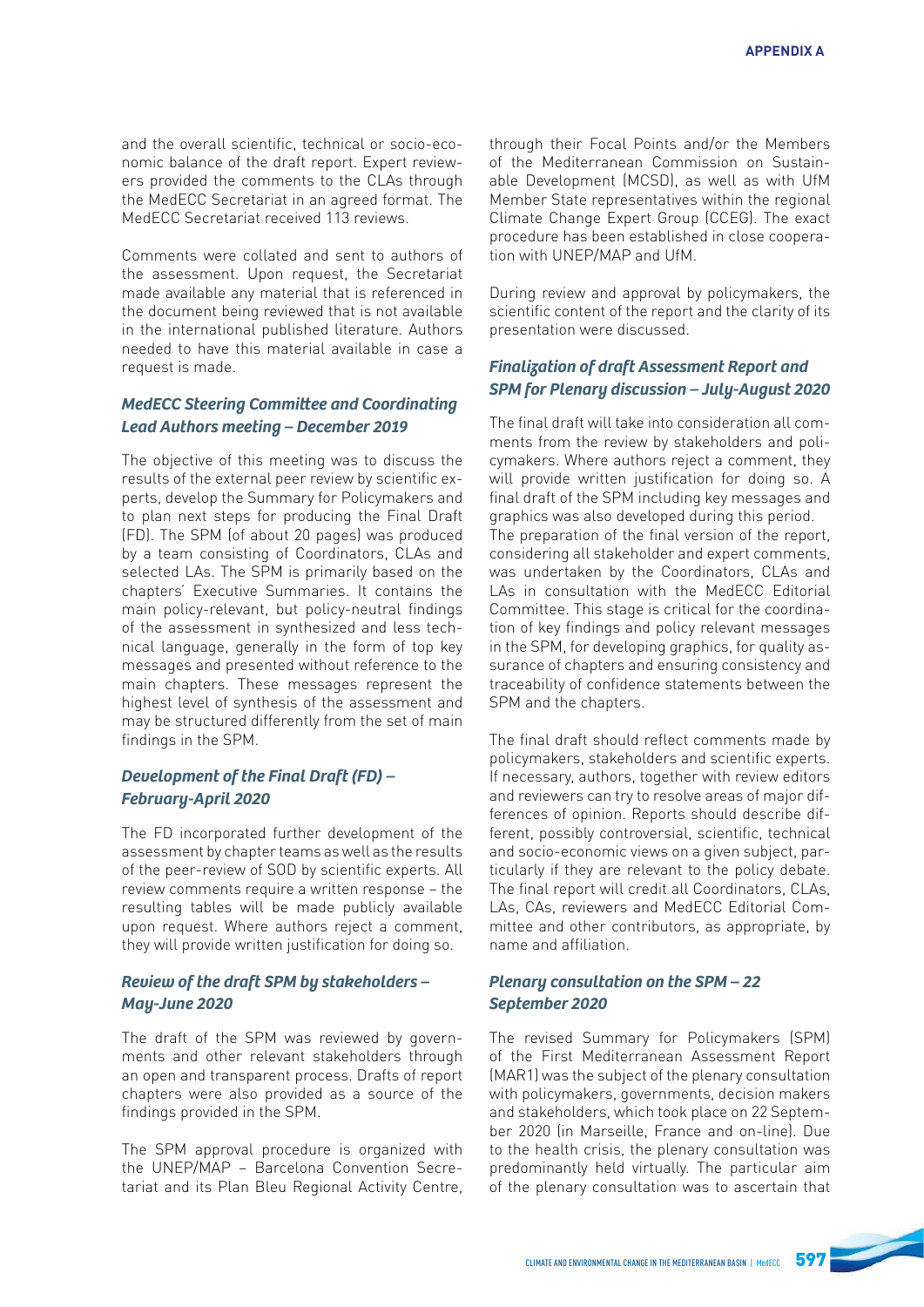and the overall scientific, technical or socio-economic balance of the draft report. Expert reviewers provided the comments to the CLAs through the MedECC Secretariat in an agreed format. The MedECC Secretariat received 113 reviews.

Comments were collated and sent to authors of the assessment. Upon request, the Secretariat made available any material that is referenced in the document being reviewed that is not available in the international published literature. Authors needed to have this material available in case a request is made.

### *MedECC Steering Committee and Coordinating Lead Authors meeting – December 2019*

The objective of this meeting was to discuss the results of the external peer review by scientific experts, develop the Summary for Policymakers and to plan next steps for producing the Final Draft (FD). The SPM (of about 20 pages) was produced by a team consisting of Coordinators, CLAs and selected LAs. The SPM is primarily based on the chapters' Executive Summaries. It contains the main policy-relevant, but policy-neutral findings of the assessment in synthesized and less technical language, generally in the form of top key messages and presented without reference to the main chapters. These messages represent the highest level of synthesis of the assessment and may be structured differently from the set of main findings in the SPM.

### *Development of the Final Draft (FD) – February-April 2020*

The FD incorporated further development of the assessment by chapter teams as well as the results of the peer-review of SOD by scientific experts. All review comments require a written response – the resulting tables will be made publicly available upon request. Where authors reject a comment, they will provide written justification for doing so.

### *Review of the draft SPM by stakeholders – May-June 2020*

The draft of the SPM was reviewed by governments and other relevant stakeholders through an open and transparent process. Drafts of report chapters were also provided as a source of the findings provided in the SPM.

The SPM approval procedure is organized with the UNEP/MAP – Barcelona Convention Secretariat and its Plan Bleu Regional Activity Centre, through their Focal Points and/or the Members of the Mediterranean Commission on Sustainable Development (MCSD), as well as with UfM Member State representatives within the regional Climate Change Expert Group (CCEG). The exact procedure has been established in close cooperation with UNEP/MAP and UfM.

During review and approval by policymakers, the scientific content of the report and the clarity of its presentation were discussed.

### *Finalization of draft Assessment Report and SPM for Plenary discussion – July-August 2020*

The final draft will take into consideration all comments from the review by stakeholders and policymakers. Where authors reject a comment, they will provide written justification for doing so. A final draft of the SPM including key messages and graphics was also developed during this period.
The preparation of the final version of the report, considering all stakeholder and expert comments, was undertaken by the Coordinators, CLAs and LAs in consultation with the MedECC Editorial Committee. This stage is critical for the coordination of key findings and policy relevant messages in the SPM, for developing graphics, for quality assurance of chapters and ensuring consistency and traceability of confidence statements between the SPM and the chapters.

The final draft should reflect comments made by policymakers, stakeholders and scientific experts. If necessary, authors, together with review editors and reviewers can try to resolve areas of major differences of opinion. Reports should describe different, possibly controversial, scientific, technical and socio-economic views on a given subject, particularly if they are relevant to the policy debate. The final report will credit all Coordinators, CLAs, LAs, CAs, reviewers and MedECC Editorial Committee and other contributors, as appropriate, by name and affiliation.

### *Plenary consultation on the SPM – 22 September 2020*

The revised Summary for Policymakers (SPM) of the First Mediterranean Assessment Report (MAR1) was the subject of the plenary consultation with policymakers, governments, decision makers and stakeholders, which took place on 22 September 2020 (in Marseille, France and on-line). Due to the health crisis, the plenary consultation was predominantly held virtually. The particular aim of the plenary consultation was to ascertain that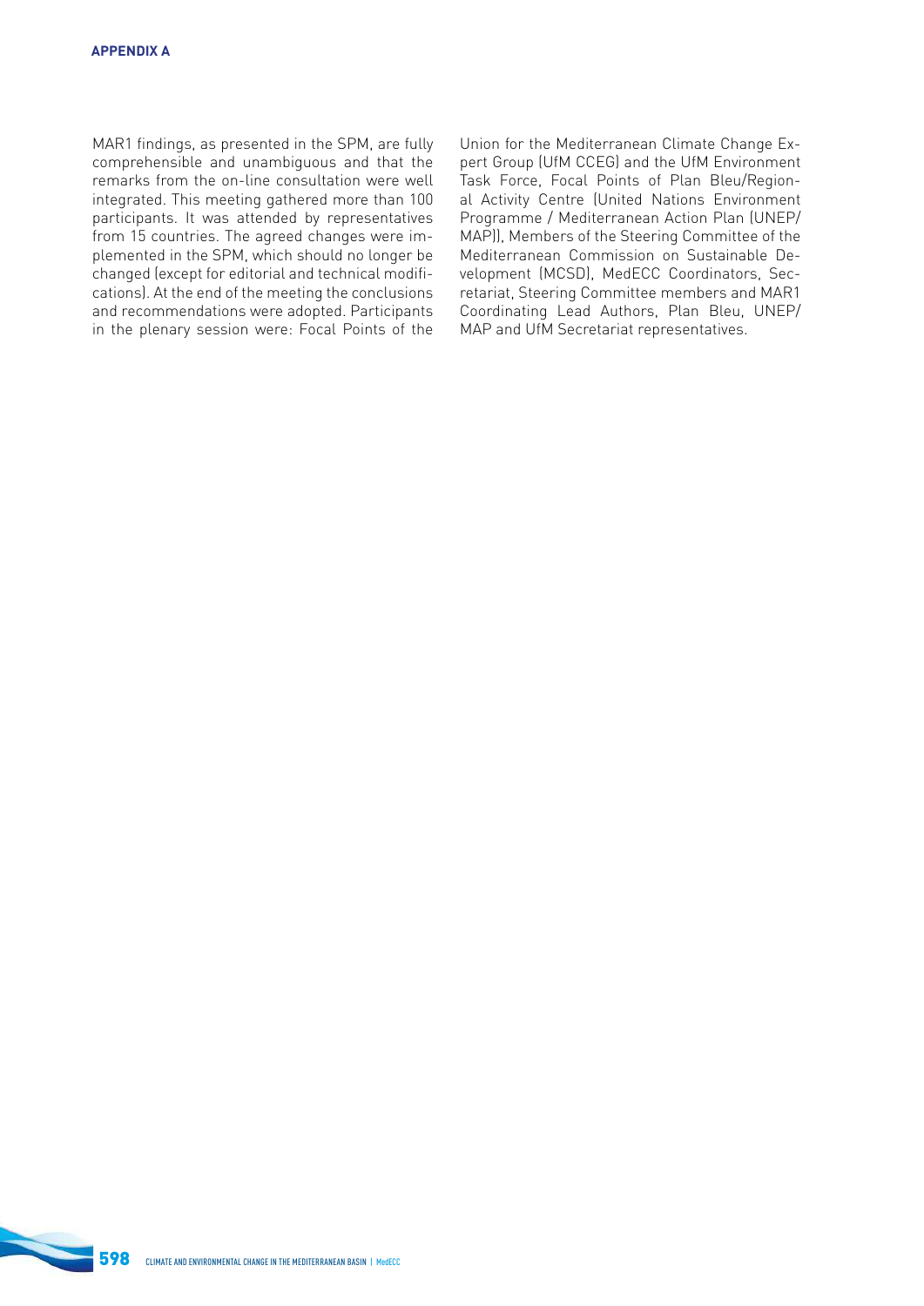MAR1 findings, as presented in the SPM, are fully comprehensible and unambiguous and that the remarks from the on-line consultation were well integrated. This meeting gathered more than 100 participants. It was attended by representatives from 15 countries. The agreed changes were implemented in the SPM, which should no longer be changed (except for editorial and technical modifications). At the end of the meeting the conclusions and recommendations were adopted. Participants in the plenary session were: Focal Points of the Union for the Mediterranean Climate Change Expert Group (UfM CCEG) and the UfM Environment Task Force, Focal Points of Plan Bleu/Regional Activity Centre (United Nations Environment Programme / Mediterranean Action Plan (UNEP/MAP)), Members of the Steering Committee of the Mediterranean Commission on Sustainable Development (MCSD), MedECC Coordinators, Secretariat, Steering Committee members and MAR1 Coordinating Lead Authors, Plan Bleu, UNEP/MAP and UfM Secretariat representatives.